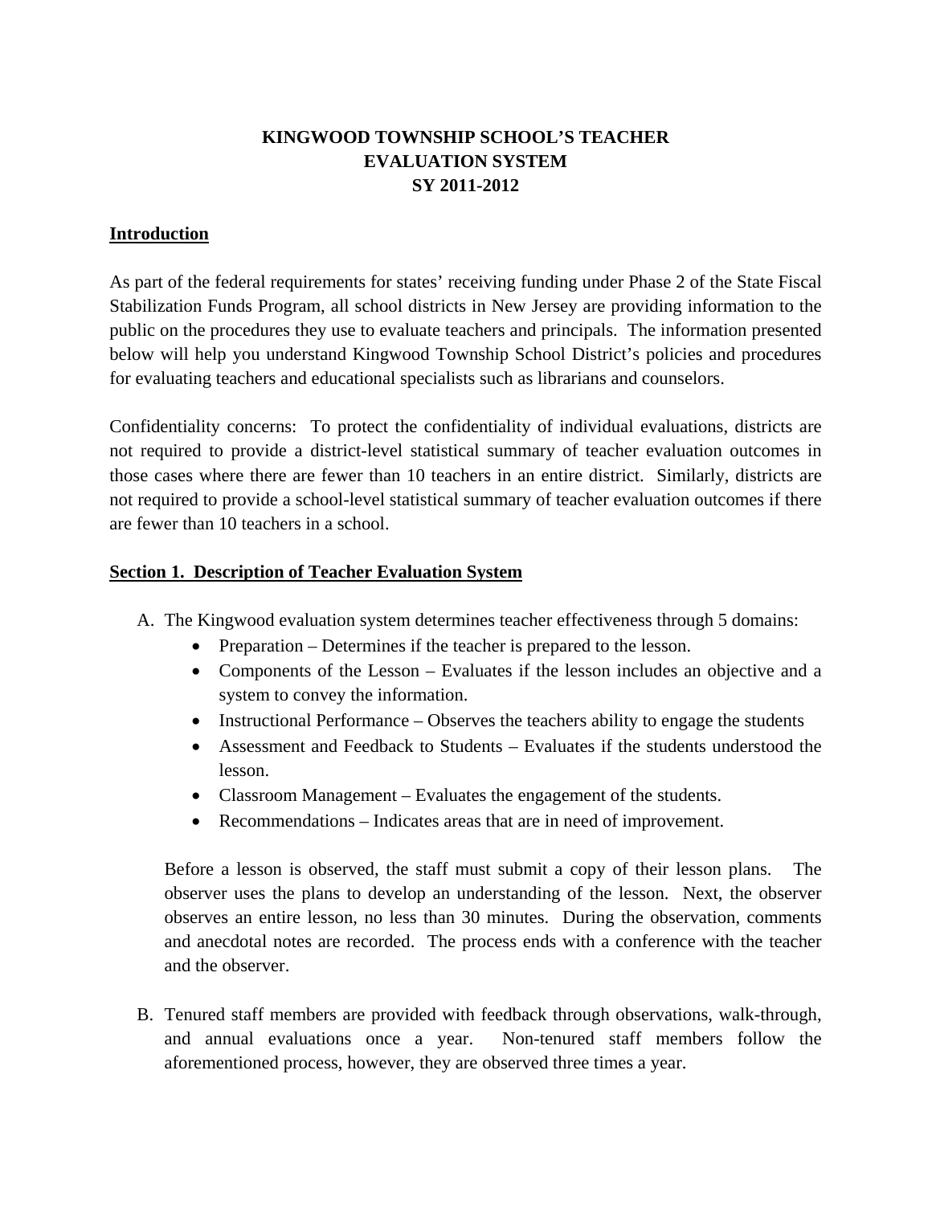# KINGWOOD TOWNSHIP SCHOOL'S TEACHER EVALUATION SYSTEM SY 2011-2012

## Introduction

As part of the federal requirements for states' receiving funding under Phase 2 of the State Fiscal Stabilization Funds Program, all school districts in New Jersey are providing information to the public on the procedures they use to evaluate teachers and principals. The information presented below will help you understand Kingwood Township School District's policies and procedures for evaluating teachers and educational specialists such as librarians and counselors.

Confidentiality concerns: To protect the confidentiality of individual evaluations, districts are not required to provide a district-level statistical summary of teacher evaluation outcomes in those cases where there are fewer than 10 teachers in an entire district. Similarly, districts are not required to provide a school-level statistical summary of teacher evaluation outcomes if there are fewer than 10 teachers in a school.

## Section 1. Description of Teacher Evaluation System

A. The Kingwood evaluation system determines teacher effectiveness through 5 domains:
   - Preparation – Determines if the teacher is prepared to the lesson.
   - Components of the Lesson – Evaluates if the lesson includes an objective and a system to convey the information.
   - Instructional Performance – Observes the teachers ability to engage the students
   - Assessment and Feedback to Students – Evaluates if the students understood the lesson.
   - Classroom Management – Evaluates the engagement of the students.
   - Recommendations – Indicates areas that are in need of improvement.

   Before a lesson is observed, the staff must submit a copy of their lesson plans. The observer uses the plans to develop an understanding of the lesson. Next, the observer observes an entire lesson, no less than 30 minutes. During the observation, comments and anecdotal notes are recorded. The process ends with a conference with the teacher and the observer.

B. Tenured staff members are provided with feedback through observations, walk-through, and annual evaluations once a year. Non-tenured staff members follow the aforementioned process, however, they are observed three times a year.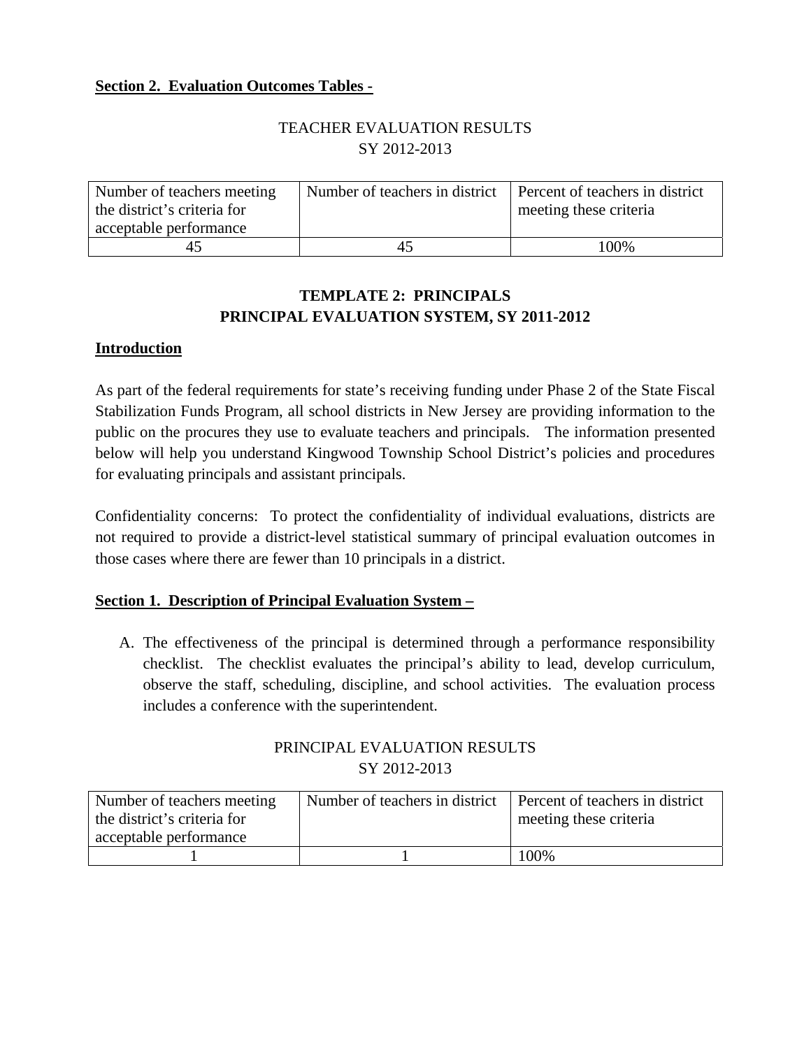**Section 2. Evaluation Outcomes Tables -**

TEACHER EVALUATION RESULTS
SY 2012-2013

| Number of teachers meeting the district's criteria for acceptable performance | Number of teachers in district | Percent of teachers in district meeting these criteria |
|---|---|---|
| 45 | 45 | 100% |

## TEMPLATE 2: PRINCIPALS
## PRINCIPAL EVALUATION SYSTEM, SY 2011-2012

**Introduction**

As part of the federal requirements for state's receiving funding under Phase 2 of the State Fiscal Stabilization Funds Program, all school districts in New Jersey are providing information to the public on the procures they use to evaluate teachers and principals. The information presented below will help you understand Kingwood Township School District's policies and procedures for evaluating principals and assistant principals.

Confidentiality concerns: To protect the confidentiality of individual evaluations, districts are not required to provide a district-level statistical summary of principal evaluation outcomes in those cases where there are fewer than 10 principals in a district.

**Section 1. Description of Principal Evaluation System –**

A. The effectiveness of the principal is determined through a performance responsibility checklist. The checklist evaluates the principal's ability to lead, develop curriculum, observe the staff, scheduling, discipline, and school activities. The evaluation process includes a conference with the superintendent.

PRINCIPAL EVALUATION RESULTS
SY 2012-2013

| Number of teachers meeting the district's criteria for acceptable performance | Number of teachers in district | Percent of teachers in district meeting these criteria |
|---|---|---|
| 1 | 1 | 100% |